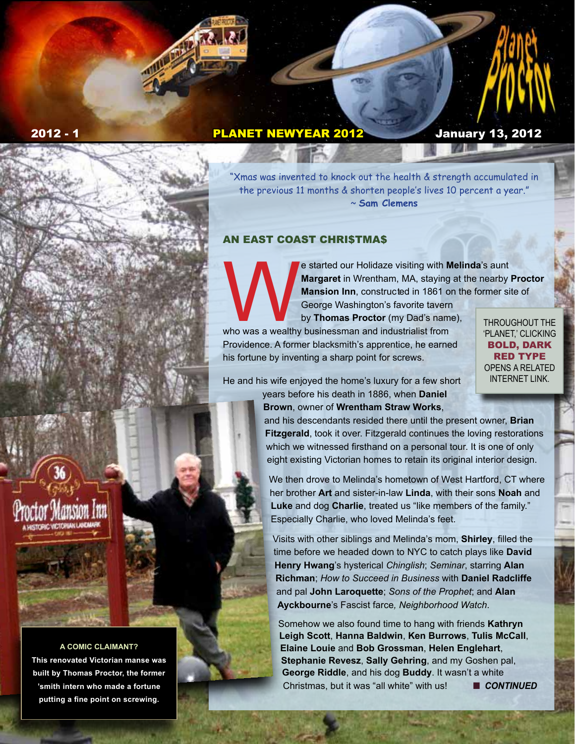Planet Proctor

**2012 - 1** | **PLANET NEWYEAR 2012** | **January 13, 2012**

"Xmas was invented to knock out the health & strength accumulated in the previous 11 months & shorten people's lives 10 percent a year."
~ **Sam Clemens**

## AN EAST COAST CHRI$TMA$

We started our Holidaze visiting with **Melinda**'s aunt **Margaret** in Wrentham, MA, staying at the nearby **Proctor Mansion Inn**, constructed in 1861 on the former site of George Washington's favorite tavern by **Thomas Proctor** (my Dad's name), who was a wealthy businessman and industrialist from Providence. A former blacksmith's apprentice, he earned his fortune by inventing a sharp point for screws.

THROUGHOUT THE 'PLANET,' CLICKING **BOLD, DARK RED TYPE** OPENS A RELATED INTERNET LINK.

He and his wife enjoyed the home's luxury for a few short years before his death in 1886, when **Daniel Brown**, owner of **Wrentham Straw Works**, and his descendants resided there until the present owner, **Brian Fitzgerald**, took it over. Fitzgerald continues the loving restorations which we witnessed firsthand on a personal tour. It is one of only eight existing Victorian homes to retain its original interior design.

We then drove to Melinda's hometown of West Hartford, CT where her brother **Art** and sister-in-law **Linda**, with their sons **Noah** and **Luke** and dog **Charlie**, treated us "like members of the family." Especially Charlie, who loved Melinda's feet.

Visits with other siblings and Melinda's mom, **Shirley**, filled the time before we headed down to NYC to catch plays like **David Henry Hwang**'s hysterical *Chinglish*; *Seminar*, starring **Alan Richman**; *How to Succeed in Business* with **Daniel Radcliffe** and pal **John Laroquette**; *Sons of the Prophet*; and **Alan Ayckbourne**'s Fascist farce, *Neighborhood Watch*.

Somehow we also found time to hang with friends **Kathryn Leigh Scott**, **Hanna Baldwin**, **Ken Burrows**, **Tulis McCall**, **Elaine Louie** and **Bob Grossman**, **Helen Englehart**, **Stephanie Revesz**, **Sally Gehring**, and my Goshen pal, **George Riddle**, and his dog **Buddy**. It wasn't a white Christmas, but it was "all white" with us! ■ ***CONTINUED***

**A COMIC CLAIMANT?**
**This renovated Victorian manse was built by Thomas Proctor, the former 'smith intern who made a fortune putting a fine point on screwing.**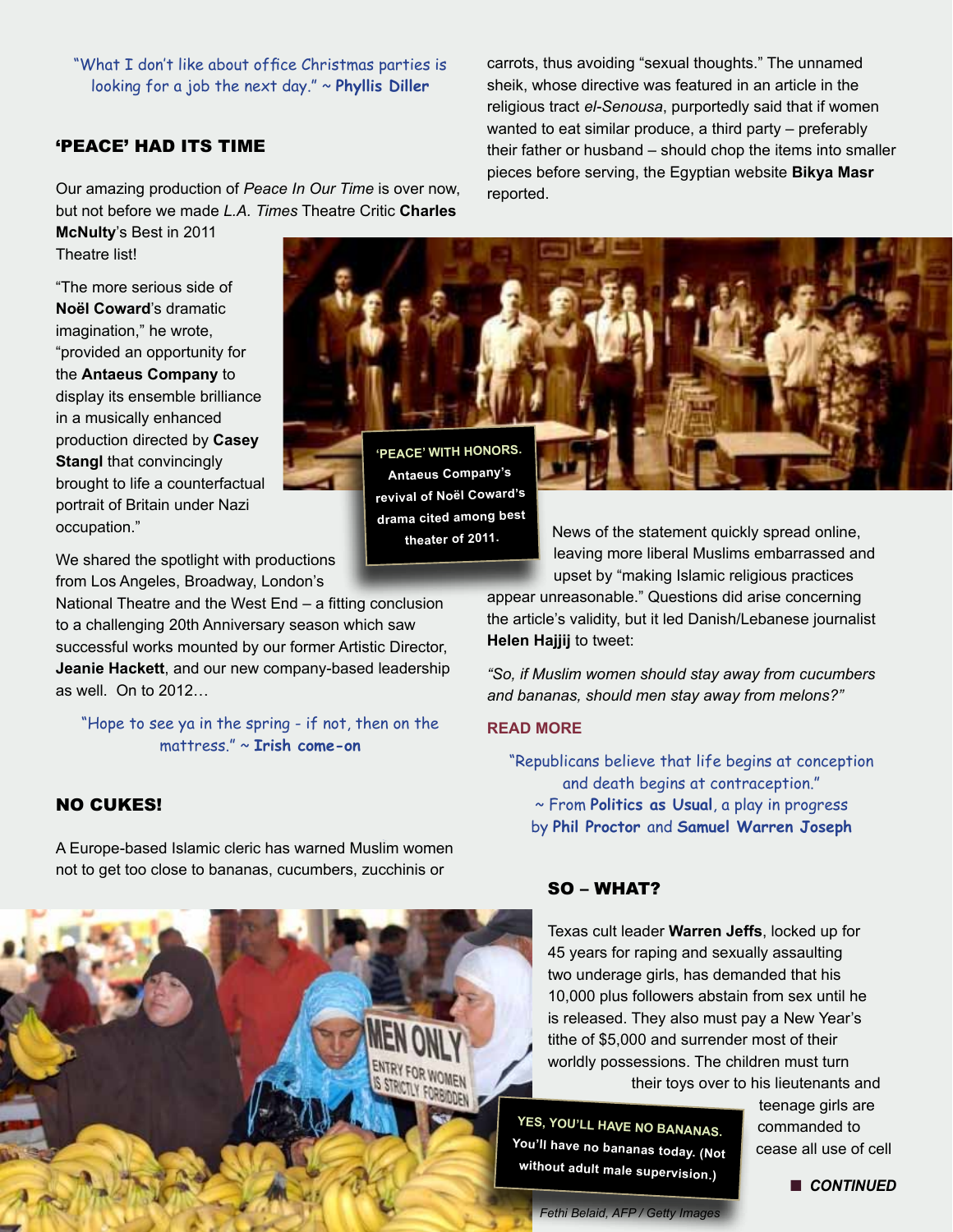"What I don't like about office Christmas parties is looking for a job the next day." ~ **Phyllis Diller**

## 'PEACE' HAD ITS TIME

Our amazing production of *Peace In Our Time* is over now, but not before we made *L.A. Times* Theatre Critic **Charles McNulty**'s Best in 2011 Theatre list!

"The more serious side of **Noël Coward**'s dramatic imagination," he wrote, "provided an opportunity for the **Antaeus Company** to display its ensemble brilliance in a musically enhanced production directed by **Casey Stangl** that convincingly brought to life a counterfactual portrait of Britain under Nazi occupation."

**'PEACE' WITH HONORS. Antaeus Company's revival of Noël Coward's drama cited among best theater of 2011.**

We shared the spotlight with productions from Los Angeles, Broadway, London's National Theatre and the West End – a fitting conclusion to a challenging 20th Anniversary season which saw successful works mounted by our former Artistic Director, **Jeanie Hackett**, and our new company-based leadership as well. On to 2012…

"Hope to see ya in the spring - if not, then on the mattress." ~ **Irish come-on**

## NO CUKES!

A Europe-based Islamic cleric has warned Muslim women not to get too close to bananas, cucumbers, zucchinis or carrots, thus avoiding "sexual thoughts." The unnamed sheik, whose directive was featured in an article in the religious tract *el-Senousa*, purportedly said that if women wanted to eat similar produce, a third party – preferably their father or husband – should chop the items into smaller pieces before serving, the Egyptian website **Bikya Masr** reported.

News of the statement quickly spread online, leaving more liberal Muslims embarrassed and upset by "making Islamic religious practices appear unreasonable." Questions did arise concerning the article's validity, but it led Danish/Lebanese journalist **Helen Hajjij** to tweet:

*"So, if Muslim women should stay away from cucumbers and bananas, should men stay away from melons?"*

**READ MORE**

**YES, YOU'LL HAVE NO BANANAS. You'll have no bananas today. (Not without adult male supervision.)**

*Fethi Belaid, AFP / Getty Images*

"Republicans believe that life begins at conception and death begins at contraception." ~ From **Politics as Usual**, a play in progress by **Phil Proctor** and **Samuel Warren Joseph**

## SO – WHAT?

Texas cult leader **Warren Jeffs**, locked up for 45 years for raping and sexually assaulting two underage girls, has demanded that his 10,000 plus followers abstain from sex until he is released. They also must pay a New Year's tithe of $5,000 and surrender most of their worldly possessions. The children must turn their toys over to his lieutenants and teenage girls are commanded to cease all use of cell

**CONTINUED**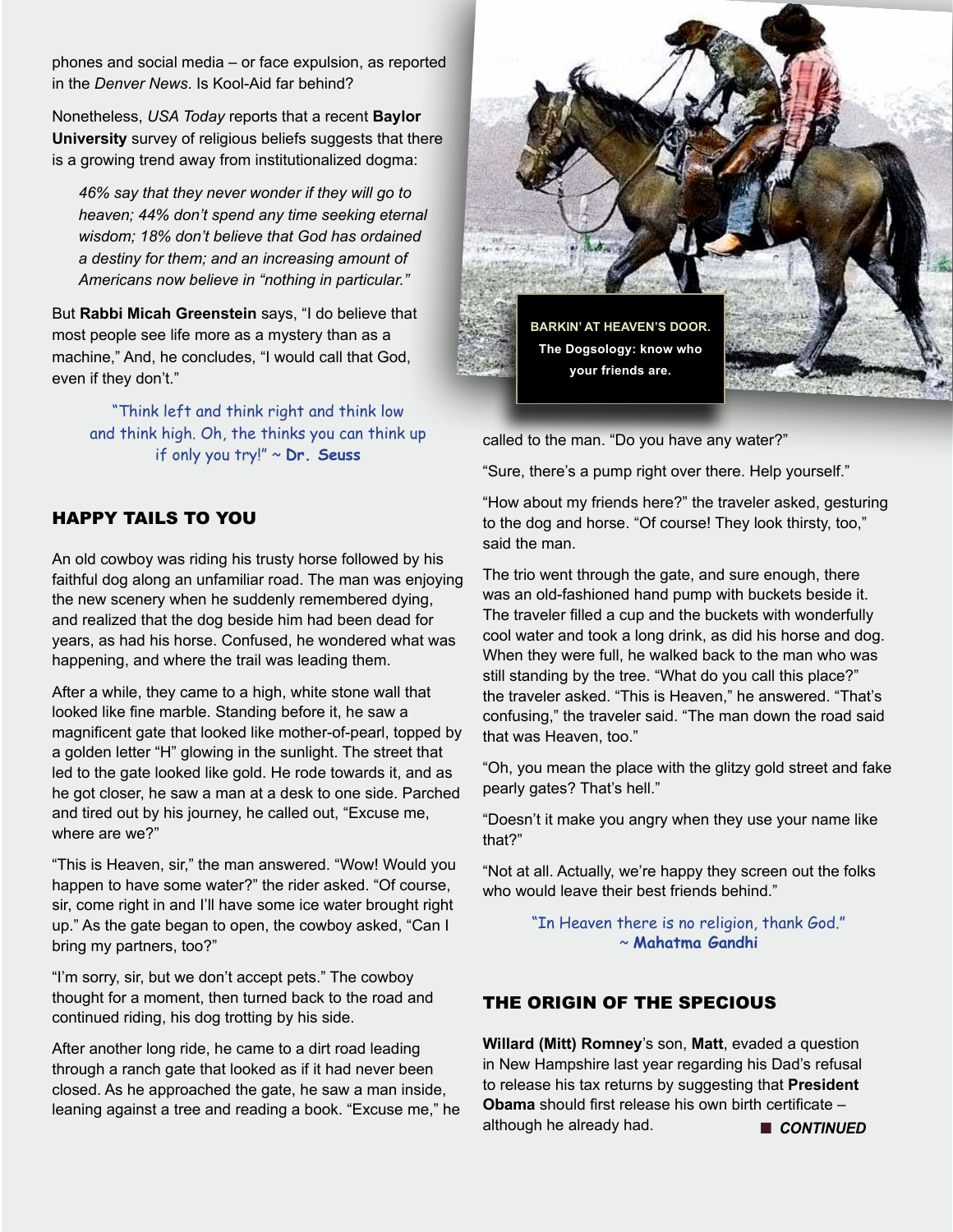phones and social media – or face expulsion, as reported in the *Denver News*. Is Kool-Aid far behind?

Nonetheless, *USA Today* reports that a recent **Baylor University** survey of religious beliefs suggests that there is a growing trend away from institutionalized dogma:

> *46% say that they never wonder if they will go to heaven; 44% don't spend any time seeking eternal wisdom; 18% don't believe that God has ordained a destiny for them; and an increasing amount of Americans now believe in "nothing in particular."*

But **Rabbi Micah Greenstein** says, "I do believe that most people see life more as a mystery than as a machine," And, he concludes, "I would call that God, even if they don't."

> "Think left and think right and think low and think high. Oh, the thinks you can think up if only you try!" ~ **Dr. Seuss**

## HAPPY TAILS TO YOU

An old cowboy was riding his trusty horse followed by his faithful dog along an unfamiliar road. The man was enjoying the new scenery when he suddenly remembered dying, and realized that the dog beside him had been dead for years, as had his horse. Confused, he wondered what was happening, and where the trail was leading them.

After a while, they came to a high, white stone wall that looked like fine marble. Standing before it, he saw a magnificent gate that looked like mother-of-pearl, topped by a golden letter "H" glowing in the sunlight. The street that led to the gate looked like gold. He rode towards it, and as he got closer, he saw a man at a desk to one side. Parched and tired out by his journey, he called out, "Excuse me, where are we?"

"This is Heaven, sir," the man answered. "Wow! Would you happen to have some water?" the rider asked. "Of course, sir, come right in and I'll have some ice water brought right up." As the gate began to open, the cowboy asked, "Can I bring my partners, too?"

"I'm sorry, sir, but we don't accept pets." The cowboy thought for a moment, then turned back to the road and continued riding, his dog trotting by his side.

After another long ride, he came to a dirt road leading through a ranch gate that looked as if it had never been closed. As he approached the gate, he saw a man inside, leaning against a tree and reading a book. "Excuse me," he called to the man. "Do you have any water?"

**BARKIN' AT HEAVEN'S DOOR.** The Dogsology: know who your friends are.

"Sure, there's a pump right over there. Help yourself."

"How about my friends here?" the traveler asked, gesturing to the dog and horse. "Of course! They look thirsty, too," said the man.

The trio went through the gate, and sure enough, there was an old-fashioned hand pump with buckets beside it. The traveler filled a cup and the buckets with wonderfully cool water and took a long drink, as did his horse and dog. When they were full, he walked back to the man who was still standing by the tree. "What do you call this place?" the traveler asked. "This is Heaven," he answered. "That's confusing," the traveler said. "The man down the road said that was Heaven, too."

"Oh, you mean the place with the glitzy gold street and fake pearly gates? That's hell."

"Doesn't it make you angry when they use your name like that?"

"Not at all. Actually, we're happy they screen out the folks who would leave their best friends behind."

> "In Heaven there is no religion, thank God." ~ **Mahatma Gandhi**

## THE ORIGIN OF THE SPECIOUS

**Willard (Mitt) Romney**'s son, **Matt**, evaded a question in New Hampshire last year regarding his Dad's refusal to release his tax returns by suggesting that **President Obama** should first release his own birth certificate – although he already had.

■ ***CONTINUED***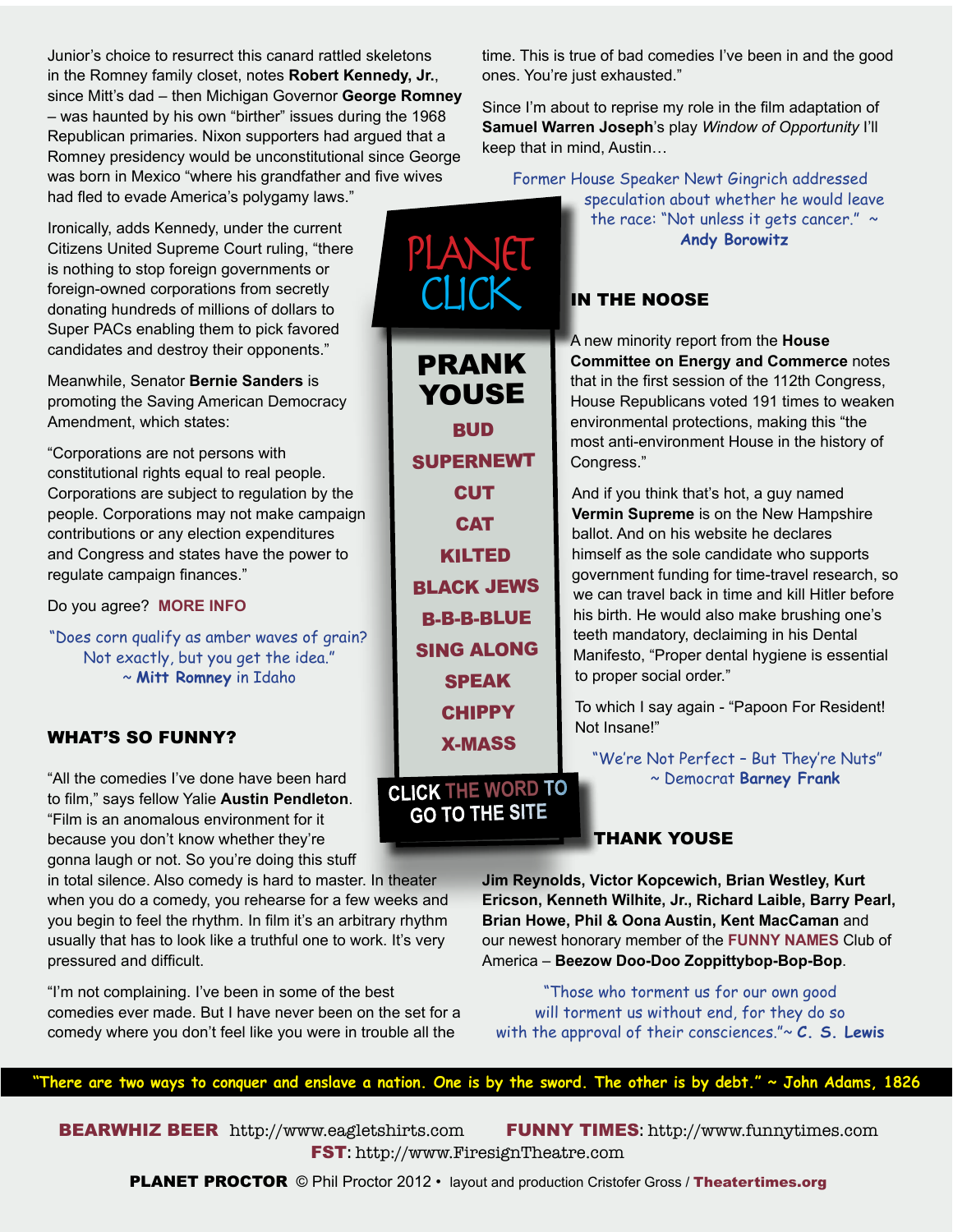Junior's choice to resurrect this canard rattled skeletons in the Romney family closet, notes **Robert Kennedy, Jr.**, since Mitt's dad – then Michigan Governor **George Romney** – was haunted by his own "birther" issues during the 1968 Republican primaries. Nixon supporters had argued that a Romney presidency would be unconstitutional since George was born in Mexico "where his grandfather and five wives had fled to evade America's polygamy laws."

Ironically, adds Kennedy, under the current Citizens United Supreme Court ruling, "there is nothing to stop foreign governments or foreign-owned corporations from secretly donating hundreds of millions of dollars to Super PACs enabling them to pick favored candidates and destroy their opponents."

Meanwhile, Senator **Bernie Sanders** is promoting the Saving American Democracy Amendment, which states:

"Corporations are not persons with constitutional rights equal to real people. Corporations are subject to regulation by the people. Corporations may not make campaign contributions or any election expenditures and Congress and states have the power to regulate campaign finances."

Do you agree? **MORE INFO**

"Does corn qualify as amber waves of grain? Not exactly, but you get the idea." ~ **Mitt Romney** in Idaho

## WHAT'S SO FUNNY?

"All the comedies I've done have been hard to film," says fellow Yalie **Austin Pendleton**. "Film is an anomalous environment for it because you don't know whether they're gonna laugh or not. So you're doing this stuff in total silence. Also comedy is hard to master. In theater when you do a comedy, you rehearse for a few weeks and you begin to feel the rhythm. In film it's an arbitrary rhythm usually that has to look like a truthful one to work. It's very pressured and difficult.

"I'm not complaining. I've been in some of the best comedies ever made. But I have never been on the set for a comedy where you don't feel like you were in trouble all the time. This is true of bad comedies I've been in and the good ones. You're just exhausted."

Since I'm about to reprise my role in the film adaptation of **Samuel Warren Joseph**'s play *Window of Opportunity* I'll keep that in mind, Austin…

Former House Speaker Newt Gingrich addressed speculation about whether he would leave the race: "Not unless it gets cancer." ~ **Andy Borowitz**

## PLANET CLICK

### PRANK YOUSE

**BUD**
**SUPERNEWT**
**CUT**
**CAT**
**KILTED**
**BLACK JEWS**
**B-B-B-BLUE**
**SING ALONG**
**SPEAK**
**CHIPPY**
**X-MASS**

CLICK THE WORD TO GO TO THE SITE

## IN THE NOOSE

A new minority report from the **House Committee on Energy and Commerce** notes that in the first session of the 112th Congress, House Republicans voted 191 times to weaken environmental protections, making this "the most anti-environment House in the history of Congress."

And if you think that's hot, a guy named **Vermin Supreme** is on the New Hampshire ballot. And on his website he declares himself as the sole candidate who supports government funding for time-travel research, so we can travel back in time and kill Hitler before his birth. He would also make brushing one's teeth mandatory, declaiming in his Dental Manifesto, "Proper dental hygiene is essential to proper social order."

To which I say again - "Papoon For Resident! Not Insane!"

"We're Not Perfect – But They're Nuts" ~ Democrat **Barney Frank**

## THANK YOUSE

**Jim Reynolds, Victor Kopcewich, Brian Westley, Kurt Ericson, Kenneth Wilhite, Jr., Richard Laible, Barry Pearl, Brian Howe, Phil & Oona Austin, Kent MacCaman** and our newest honorary member of the **FUNNY NAMES** Club of America – **Beezow Doo-Doo Zoppittybop-Bop-Bop**.

"Those who torment us for our own good will torment us without end, for they do so with the approval of their consciences."~ **C. S. Lewis**

**"There are two ways to conquer and enslave a nation. One is by the sword. The other is by debt." ~ John Adams, 1826**

**BEARWHIZ BEER** http://www.eagletshirts.com **FUNNY TIMES**: http://www.funnytimes.com
**FST**: http://www.FiresignTheatre.com

**PLANET PROCTOR** © Phil Proctor 2012 • layout and production Cristofer Gross / **Theatertimes.org**